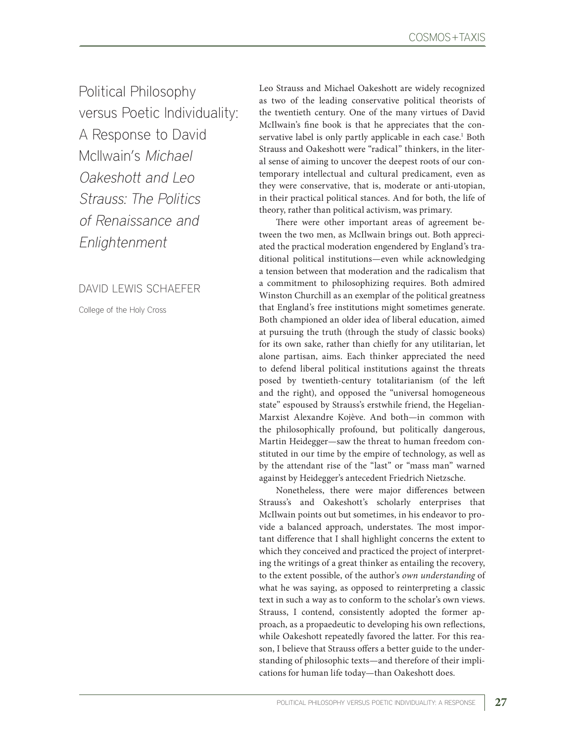# Political Philosophy versus Poetic Individuality: A Response to David McIlwain's *Michael Oakeshott and Leo Strauss: The Politics of Renaissance and Enlightenment*

DAVID LEWIS SCHAEFER

College of the Holy Cross

Leo Strauss and Michael Oakeshott are widely recognized as two of the leading conservative political theorists of the twentieth century. One of the many virtues of David McIlwain's fine book is that he appreciates that the conservative label is only partly applicable in each case.[1] Both Strauss and Oakeshott were "radical" thinkers, in the literal sense of aiming to uncover the deepest roots of our contemporary intellectual and cultural predicament, even as they were conservative, that is, moderate or anti-utopian, in their practical political stances. And for both, the life of theory, rather than political activism, was primary.

There were other important areas of agreement between the two men, as McIlwain brings out. Both appreciated the practical moderation engendered by England's traditional political institutions—even while acknowledging a tension between that moderation and the radicalism that a commitment to philosophizing requires. Both admired Winston Churchill as an exemplar of the political greatness that England's free institutions might sometimes generate. Both championed an older idea of liberal education, aimed at pursuing the truth (through the study of classic books) for its own sake, rather than chiefly for any utilitarian, let alone partisan, aims. Each thinker appreciated the need to defend liberal political institutions against the threats posed by twentieth-century totalitarianism (of the left and the right), and opposed the "universal homogeneous state" espoused by Strauss's erstwhile friend, the Hegelian-Marxist Alexandre Kojève. And both—in common with the philosophically profound, but politically dangerous, Martin Heidegger—saw the threat to human freedom constituted in our time by the empire of technology, as well as by the attendant rise of the "last" or "mass man" warned against by Heidegger's antecedent Friedrich Nietzsche.

Nonetheless, there were major differences between Strauss's and Oakeshott's scholarly enterprises that McIlwain points out but sometimes, in his endeavor to provide a balanced approach, understates. The most important difference that I shall highlight concerns the extent to which they conceived and practiced the project of interpreting the writings of a great thinker as entailing the recovery, to the extent possible, of the author's *own understanding* of what he was saying, as opposed to reinterpreting a classic text in such a way as to conform to the scholar's own views. Strauss, I contend, consistently adopted the former approach, as a propaedeutic to developing his own reflections, while Oakeshott repeatedly favored the latter. For this reason, I believe that Strauss offers a better guide to the understanding of philosophic texts—and therefore of their implications for human life today—than Oakeshott does.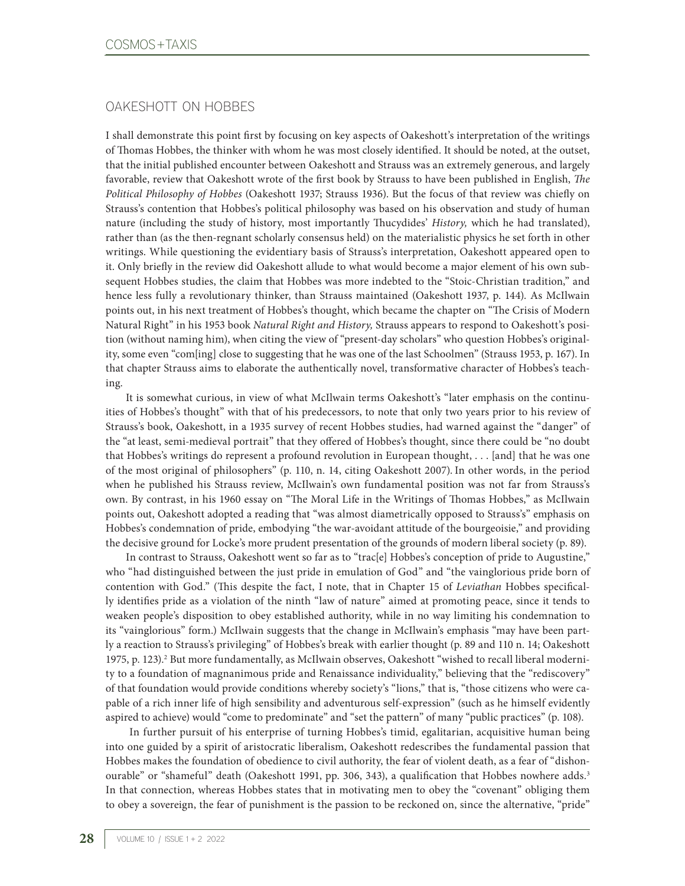## OAKESHOTT ON HOBBES

I shall demonstrate this point first by focusing on key aspects of Oakeshott's interpretation of the writings of Thomas Hobbes, the thinker with whom he was most closely identified. It should be noted, at the outset, that the initial published encounter between Oakeshott and Strauss was an extremely generous, and largely favorable, review that Oakeshott wrote of the first book by Strauss to have been published in English, *The Political Philosophy of Hobbes* (Oakeshott 1937; Strauss 1936). But the focus of that review was chiefly on Strauss's contention that Hobbes's political philosophy was based on his observation and study of human nature (including the study of history, most importantly Thucydides' *History,* which he had translated), rather than (as the then-regnant scholarly consensus held) on the materialistic physics he set forth in other writings. While questioning the evidentiary basis of Strauss's interpretation, Oakeshott appeared open to it. Only briefly in the review did Oakeshott allude to what would become a major element of his own subsequent Hobbes studies, the claim that Hobbes was more indebted to the "Stoic-Christian tradition," and hence less fully a revolutionary thinker, than Strauss maintained (Oakeshott 1937, p. 144). As McIlwain points out, in his next treatment of Hobbes's thought, which became the chapter on "The Crisis of Modern Natural Right" in his 1953 book *Natural Right and History,* Strauss appears to respond to Oakeshott's position (without naming him), when citing the view of "present-day scholars" who question Hobbes's originality, some even "com[ing] close to suggesting that he was one of the last Schoolmen" (Strauss 1953, p. 167). In that chapter Strauss aims to elaborate the authentically novel, transformative character of Hobbes's teaching.

It is somewhat curious, in view of what McIlwain terms Oakeshott's "later emphasis on the continuities of Hobbes's thought" with that of his predecessors, to note that only two years prior to his review of Strauss's book, Oakeshott, in a 1935 survey of recent Hobbes studies, had warned against the "danger" of the "at least, semi-medieval portrait" that they offered of Hobbes's thought, since there could be "no doubt that Hobbes's writings do represent a profound revolution in European thought, . . . [and] that he was one of the most original of philosophers" (p. 110, n. 14, citing Oakeshott 2007). In other words, in the period when he published his Strauss review, McIlwain's own fundamental position was not far from Strauss's own. By contrast, in his 1960 essay on "The Moral Life in the Writings of Thomas Hobbes," as McIlwain points out, Oakeshott adopted a reading that "was almost diametrically opposed to Strauss's" emphasis on Hobbes's condemnation of pride, embodying "the war-avoidant attitude of the bourgeoisie," and providing the decisive ground for Locke's more prudent presentation of the grounds of modern liberal society (p. 89).

In contrast to Strauss, Oakeshott went so far as to "trac[e] Hobbes's conception of pride to Augustine," who "had distinguished between the just pride in emulation of God" and "the vainglorious pride born of contention with God." (This despite the fact, I note, that in Chapter 15 of *Leviathan* Hobbes specifically identifies pride as a violation of the ninth "law of nature" aimed at promoting peace, since it tends to weaken people's disposition to obey established authority, while in no way limiting his condemnation to its "vainglorious" form.) McIlwain suggests that the change in McIlwain's emphasis "may have been partly a reaction to Strauss's privileging" of Hobbes's break with earlier thought (p. 89 and 110 n. 14; Oakeshott 1975, p. 123).[2] But more fundamentally, as McIlwain observes, Oakeshott "wished to recall liberal modernity to a foundation of magnanimous pride and Renaissance individuality," believing that the "rediscovery" of that foundation would provide conditions whereby society's "lions," that is, "those citizens who were capable of a rich inner life of high sensibility and adventurous self-expression" (such as he himself evidently aspired to achieve) would "come to predominate" and "set the pattern" of many "public practices" (p. 108).

In further pursuit of his enterprise of turning Hobbes's timid, egalitarian, acquisitive human being into one guided by a spirit of aristocratic liberalism, Oakeshott redescribes the fundamental passion that Hobbes makes the foundation of obedience to civil authority, the fear of violent death, as a fear of "dishonourable" or "shameful" death (Oakeshott 1991, pp. 306, 343), a qualification that Hobbes nowhere adds.[3] In that connection, whereas Hobbes states that in motivating men to obey the "covenant" obliging them to obey a sovereign, the fear of punishment is the passion to be reckoned on, since the alternative, "pride"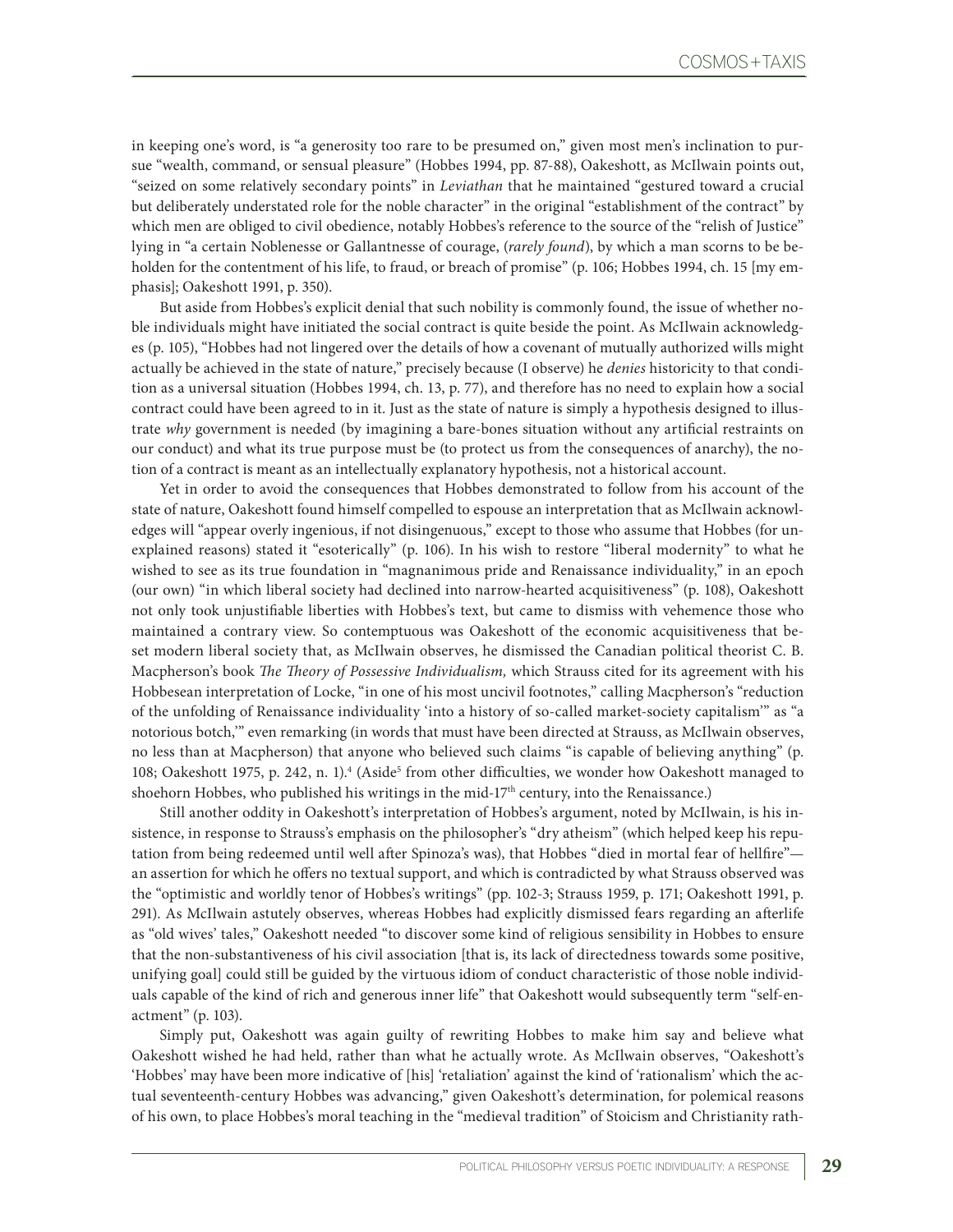in keeping one's word, is "a generosity too rare to be presumed on," given most men's inclination to pursue "wealth, command, or sensual pleasure" (Hobbes 1994, pp. 87-88), Oakeshott, as McIlwain points out, "seized on some relatively secondary points" in *Leviathan* that he maintained "gestured toward a crucial but deliberately understated role for the noble character" in the original "establishment of the contract" by which men are obliged to civil obedience, notably Hobbes's reference to the source of the "relish of Justice" lying in "a certain Noblenesse or Gallantnesse of courage, (*rarely found*), by which a man scorns to be beholden for the contentment of his life, to fraud, or breach of promise" (p. 106; Hobbes 1994, ch. 15 [my emphasis]; Oakeshott 1991, p. 350).

But aside from Hobbes's explicit denial that such nobility is commonly found, the issue of whether noble individuals might have initiated the social contract is quite beside the point. As McIlwain acknowledges (p. 105), "Hobbes had not lingered over the details of how a covenant of mutually authorized wills might actually be achieved in the state of nature," precisely because (I observe) he *denies* historicity to that condition as a universal situation (Hobbes 1994, ch. 13, p. 77), and therefore has no need to explain how a social contract could have been agreed to in it. Just as the state of nature is simply a hypothesis designed to illustrate *why* government is needed (by imagining a bare-bones situation without any artificial restraints on our conduct) and what its true purpose must be (to protect us from the consequences of anarchy), the notion of a contract is meant as an intellectually explanatory hypothesis, not a historical account.

Yet in order to avoid the consequences that Hobbes demonstrated to follow from his account of the state of nature, Oakeshott found himself compelled to espouse an interpretation that as McIlwain acknowledges will "appear overly ingenious, if not disingenuous," except to those who assume that Hobbes (for unexplained reasons) stated it "esoterically" (p. 106). In his wish to restore "liberal modernity" to what he wished to see as its true foundation in "magnanimous pride and Renaissance individuality," in an epoch (our own) "in which liberal society had declined into narrow-hearted acquisitiveness" (p. 108), Oakeshott not only took unjustifiable liberties with Hobbes's text, but came to dismiss with vehemence those who maintained a contrary view. So contemptuous was Oakeshott of the economic acquisitiveness that beset modern liberal society that, as McIlwain observes, he dismissed the Canadian political theorist C. B. Macpherson's book *The Theory of Possessive Individualism,* which Strauss cited for its agreement with his Hobbesean interpretation of Locke, "in one of his most uncivil footnotes," calling Macpherson's "reduction of the unfolding of Renaissance individuality 'into a history of so-called market-society capitalism'" as "a notorious botch,'" even remarking (in words that must have been directed at Strauss, as McIlwain observes, no less than at Macpherson) that anyone who believed such claims "is capable of believing anything" (p. 108; Oakeshott 1975, p. 242, n. 1).[4] (Aside[5] from other difficulties, we wonder how Oakeshott managed to shoehorn Hobbes, who published his writings in the mid-17th century, into the Renaissance.)

Still another oddity in Oakeshott's interpretation of Hobbes's argument, noted by McIlwain, is his insistence, in response to Strauss's emphasis on the philosopher's "dry atheism" (which helped keep his reputation from being redeemed until well after Spinoza's was), that Hobbes "died in mortal fear of hellfire"—an assertion for which he offers no textual support, and which is contradicted by what Strauss observed was the "optimistic and worldly tenor of Hobbes's writings" (pp. 102-3; Strauss 1959, p. 171; Oakeshott 1991, p. 291). As McIlwain astutely observes, whereas Hobbes had explicitly dismissed fears regarding an afterlife as "old wives' tales," Oakeshott needed "to discover some kind of religious sensibility in Hobbes to ensure that the non-substantiveness of his civil association [that is, its lack of directedness towards some positive, unifying goal] could still be guided by the virtuous idiom of conduct characteristic of those noble individuals capable of the kind of rich and generous inner life" that Oakeshott would subsequently term "self-enactment" (p. 103).

Simply put, Oakeshott was again guilty of rewriting Hobbes to make him say and believe what Oakeshott wished he had held, rather than what he actually wrote. As McIlwain observes, "Oakeshott's 'Hobbes' may have been more indicative of [his] 'retaliation' against the kind of 'rationalism' which the actual seventeenth-century Hobbes was advancing," given Oakeshott's determination, for polemical reasons of his own, to place Hobbes's moral teaching in the "medieval tradition" of Stoicism and Christianity rath-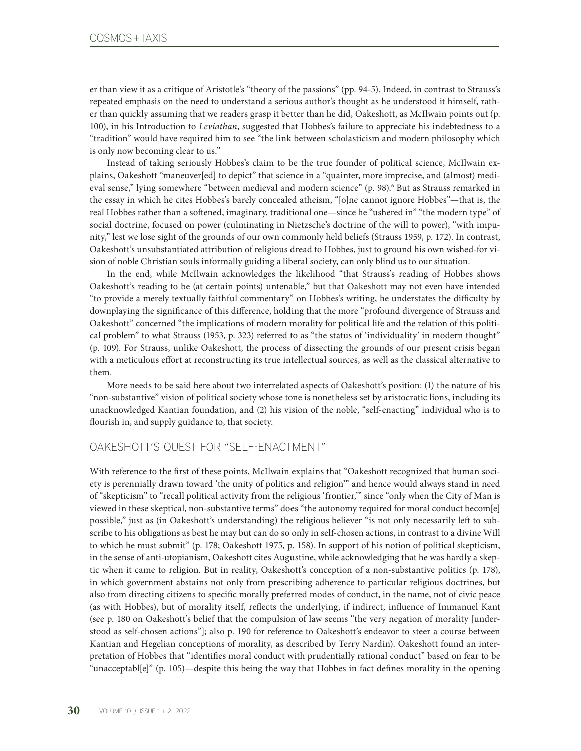er than view it as a critique of Aristotle's "theory of the passions" (pp. 94-5). Indeed, in contrast to Strauss's repeated emphasis on the need to understand a serious author's thought as he understood it himself, rather than quickly assuming that we readers grasp it better than he did, Oakeshott, as McIlwain points out (p. 100), in his Introduction to *Leviathan*, suggested that Hobbes's failure to appreciate his indebtedness to a "tradition" would have required him to see "the link between scholasticism and modern philosophy which is only now becoming clear to us."

Instead of taking seriously Hobbes's claim to be the true founder of political science, McIlwain explains, Oakeshott "maneuver[ed] to depict" that science in a "quainter, more imprecise, and (almost) medieval sense," lying somewhere "between medieval and modern science" (p. 98).[6] But as Strauss remarked in the essay in which he cites Hobbes's barely concealed atheism, "[o]ne cannot ignore Hobbes"—that is, the real Hobbes rather than a softened, imaginary, traditional one—since he "ushered in" "the modern type" of social doctrine, focused on power (culminating in Nietzsche's doctrine of the will to power), "with impunity," lest we lose sight of the grounds of our own commonly held beliefs (Strauss 1959, p. 172). In contrast, Oakeshott's unsubstantiated attribution of religious dread to Hobbes, just to ground his own wished-for vision of noble Christian souls informally guiding a liberal society, can only blind us to our situation.

In the end, while McIlwain acknowledges the likelihood "that Strauss's reading of Hobbes shows Oakeshott's reading to be (at certain points) untenable," but that Oakeshott may not even have intended "to provide a merely textually faithful commentary" on Hobbes's writing, he understates the difficulty by downplaying the significance of this difference, holding that the more "profound divergence of Strauss and Oakeshott" concerned "the implications of modern morality for political life and the relation of this political problem" to what Strauss (1953, p. 323) referred to as "the status of 'individuality' in modern thought" (p. 109). For Strauss, unlike Oakeshott, the process of dissecting the grounds of our present crisis began with a meticulous effort at reconstructing its true intellectual sources, as well as the classical alternative to them.

More needs to be said here about two interrelated aspects of Oakeshott's position: (1) the nature of his "non-substantive" vision of political society whose tone is nonetheless set by aristocratic lions, including its unacknowledged Kantian foundation, and (2) his vision of the noble, "self-enacting" individual who is to flourish in, and supply guidance to, that society.

## OAKESHOTT'S QUEST FOR "SELF-ENACTMENT"

With reference to the first of these points, McIlwain explains that "Oakeshott recognized that human society is perennially drawn toward 'the unity of politics and religion'" and hence would always stand in need of "skepticism" to "recall political activity from the religious 'frontier,'" since "only when the City of Man is viewed in these skeptical, non-substantive terms" does "the autonomy required for moral conduct becom[e] possible," just as (in Oakeshott's understanding) the religious believer "is not only necessarily left to subscribe to his obligations as best he may but can do so only in self-chosen actions, in contrast to a divine Will to which he must submit" (p. 178; Oakeshott 1975, p. 158). In support of his notion of political skepticism, in the sense of anti-utopianism, Oakeshott cites Augustine, while acknowledging that he was hardly a skeptic when it came to religion. But in reality, Oakeshott's conception of a non-substantive politics (p. 178), in which government abstains not only from prescribing adherence to particular religious doctrines, but also from directing citizens to specific morally preferred modes of conduct, in the name, not of civic peace (as with Hobbes), but of morality itself, reflects the underlying, if indirect, influence of Immanuel Kant (see p. 180 on Oakeshott's belief that the compulsion of law seems "the very negation of morality [understood as self-chosen actions"]; also p. 190 for reference to Oakeshott's endeavor to steer a course between Kantian and Hegelian conceptions of morality, as described by Terry Nardin). Oakeshott found an interpretation of Hobbes that "identifies moral conduct with prudentially rational conduct" based on fear to be "unacceptabl[e]" (p. 105)—despite this being the way that Hobbes in fact defines morality in the opening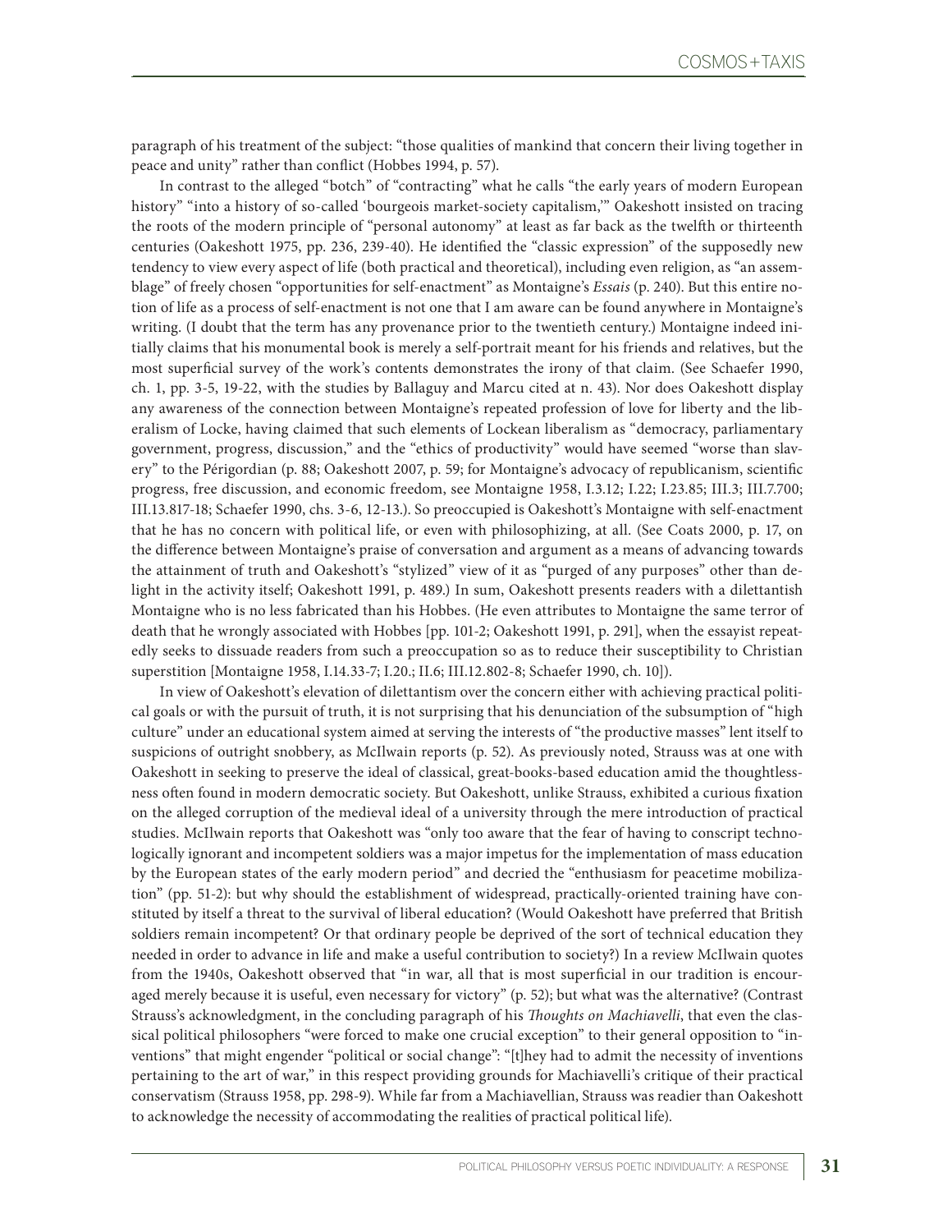paragraph of his treatment of the subject: "those qualities of mankind that concern their living together in peace and unity" rather than conflict (Hobbes 1994, p. 57).

In contrast to the alleged "botch" of "contracting" what he calls "the early years of modern European history" "into a history of so-called 'bourgeois market-society capitalism,'" Oakeshott insisted on tracing the roots of the modern principle of "personal autonomy" at least as far back as the twelfth or thirteenth centuries (Oakeshott 1975, pp. 236, 239-40). He identified the "classic expression" of the supposedly new tendency to view every aspect of life (both practical and theoretical), including even religion, as "an assemblage" of freely chosen "opportunities for self-enactment" as Montaigne's *Essais* (p. 240). But this entire notion of life as a process of self-enactment is not one that I am aware can be found anywhere in Montaigne's writing. (I doubt that the term has any provenance prior to the twentieth century.) Montaigne indeed initially claims that his monumental book is merely a self-portrait meant for his friends and relatives, but the most superficial survey of the work's contents demonstrates the irony of that claim. (See Schaefer 1990, ch. 1, pp. 3-5, 19-22, with the studies by Ballaguy and Marcu cited at n. 43). Nor does Oakeshott display any awareness of the connection between Montaigne's repeated profession of love for liberty and the liberalism of Locke, having claimed that such elements of Lockean liberalism as "democracy, parliamentary government, progress, discussion," and the "ethics of productivity" would have seemed "worse than slavery" to the Périgordian (p. 88; Oakeshott 2007, p. 59; for Montaigne's advocacy of republicanism, scientific progress, free discussion, and economic freedom, see Montaigne 1958, I.3.12; I.22; I.23.85; III.3; III.7.700; III.13.817-18; Schaefer 1990, chs. 3-6, 12-13.). So preoccupied is Oakeshott's Montaigne with self-enactment that he has no concern with political life, or even with philosophizing, at all. (See Coats 2000, p. 17, on the difference between Montaigne's praise of conversation and argument as a means of advancing towards the attainment of truth and Oakeshott's "stylized" view of it as "purged of any purposes" other than delight in the activity itself; Oakeshott 1991, p. 489.) In sum, Oakeshott presents readers with a dilettantish Montaigne who is no less fabricated than his Hobbes. (He even attributes to Montaigne the same terror of death that he wrongly associated with Hobbes [pp. 101-2; Oakeshott 1991, p. 291], when the essayist repeatedly seeks to dissuade readers from such a preoccupation so as to reduce their susceptibility to Christian superstition [Montaigne 1958, I.14.33-7; I.20.; II.6; III.12.802-8; Schaefer 1990, ch. 10]).

In view of Oakeshott's elevation of dilettantism over the concern either with achieving practical political goals or with the pursuit of truth, it is not surprising that his denunciation of the subsumption of "high culture" under an educational system aimed at serving the interests of "the productive masses" lent itself to suspicions of outright snobbery, as McIlwain reports (p. 52). As previously noted, Strauss was at one with Oakeshott in seeking to preserve the ideal of classical, great-books-based education amid the thoughtlessness often found in modern democratic society. But Oakeshott, unlike Strauss, exhibited a curious fixation on the alleged corruption of the medieval ideal of a university through the mere introduction of practical studies. McIlwain reports that Oakeshott was "only too aware that the fear of having to conscript technologically ignorant and incompetent soldiers was a major impetus for the implementation of mass education by the European states of the early modern period" and decried the "enthusiasm for peacetime mobilization" (pp. 51-2): but why should the establishment of widespread, practically-oriented training have constituted by itself a threat to the survival of liberal education? (Would Oakeshott have preferred that British soldiers remain incompetent? Or that ordinary people be deprived of the sort of technical education they needed in order to advance in life and make a useful contribution to society?) In a review McIlwain quotes from the 1940s, Oakeshott observed that "in war, all that is most superficial in our tradition is encouraged merely because it is useful, even necessary for victory" (p. 52); but what was the alternative? (Contrast Strauss's acknowledgment, in the concluding paragraph of his *Thoughts on Machiavelli*, that even the classical political philosophers "were forced to make one crucial exception" to their general opposition to "inventions" that might engender "political or social change": "[t]hey had to admit the necessity of inventions pertaining to the art of war," in this respect providing grounds for Machiavelli's critique of their practical conservatism (Strauss 1958, pp. 298-9). While far from a Machiavellian, Strauss was readier than Oakeshott to acknowledge the necessity of accommodating the realities of practical political life).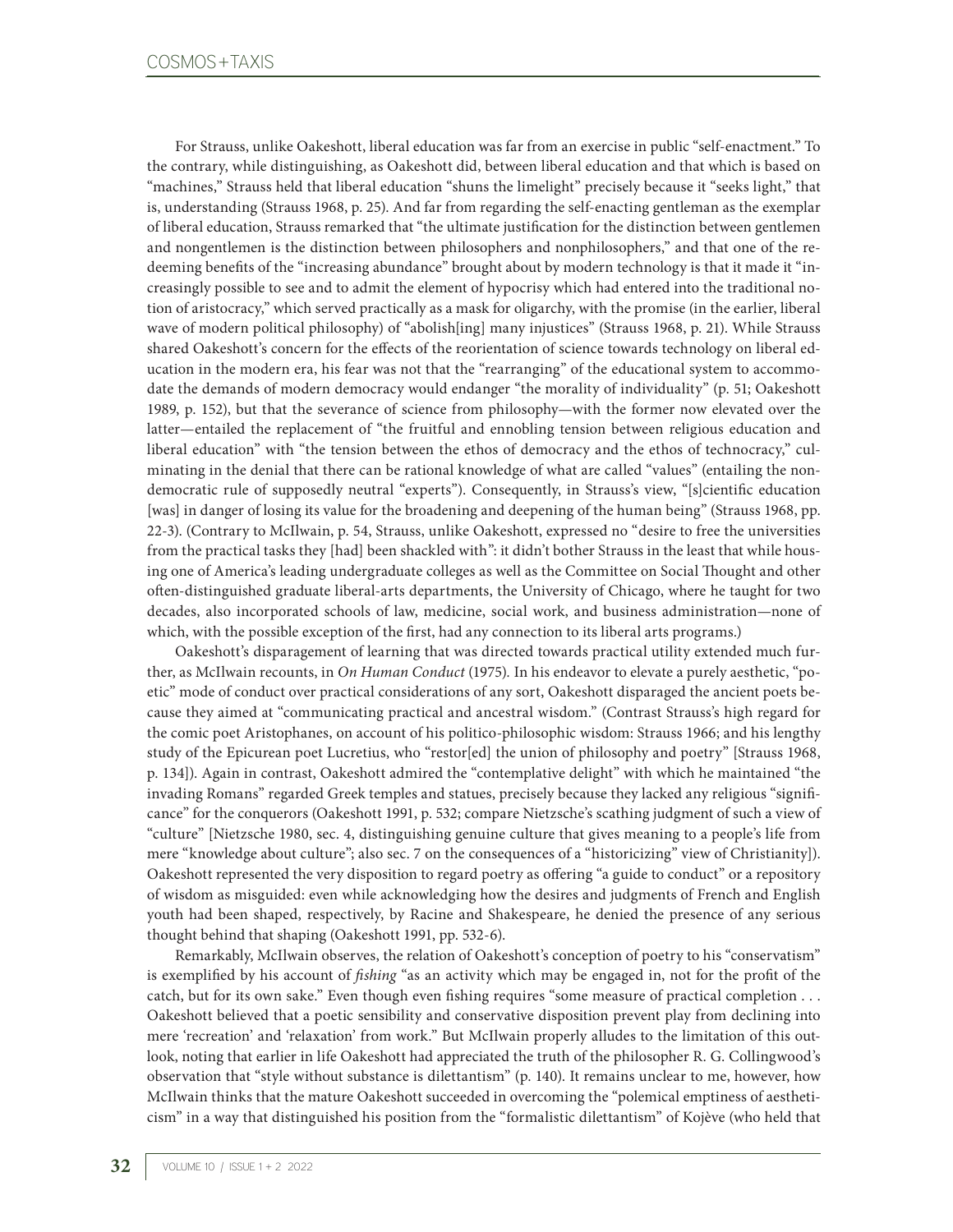For Strauss, unlike Oakeshott, liberal education was far from an exercise in public "self-enactment." To the contrary, while distinguishing, as Oakeshott did, between liberal education and that which is based on "machines," Strauss held that liberal education "shuns the limelight" precisely because it "seeks light," that is, understanding (Strauss 1968, p. 25). And far from regarding the self-enacting gentleman as the exemplar of liberal education, Strauss remarked that "the ultimate justification for the distinction between gentlemen and nongentlemen is the distinction between philosophers and nonphilosophers," and that one of the redeeming benefits of the "increasing abundance" brought about by modern technology is that it made it "increasingly possible to see and to admit the element of hypocrisy which had entered into the traditional notion of aristocracy," which served practically as a mask for oligarchy, with the promise (in the earlier, liberal wave of modern political philosophy) of "abolish[ing] many injustices" (Strauss 1968, p. 21). While Strauss shared Oakeshott's concern for the effects of the reorientation of science towards technology on liberal education in the modern era, his fear was not that the "rearranging" of the educational system to accommodate the demands of modern democracy would endanger "the morality of individuality" (p. 51; Oakeshott 1989, p. 152), but that the severance of science from philosophy—with the former now elevated over the latter—entailed the replacement of "the fruitful and ennobling tension between religious education and liberal education" with "the tension between the ethos of democracy and the ethos of technocracy," culminating in the denial that there can be rational knowledge of what are called "values" (entailing the nondemocratic rule of supposedly neutral "experts"). Consequently, in Strauss's view, "[s]cientific education [was] in danger of losing its value for the broadening and deepening of the human being" (Strauss 1968, pp. 22-3). (Contrary to McIlwain, p. 54, Strauss, unlike Oakeshott, expressed no "desire to free the universities from the practical tasks they [had] been shackled with": it didn't bother Strauss in the least that while housing one of America's leading undergraduate colleges as well as the Committee on Social Thought and other often-distinguished graduate liberal-arts departments, the University of Chicago, where he taught for two decades, also incorporated schools of law, medicine, social work, and business administration—none of which, with the possible exception of the first, had any connection to its liberal arts programs.)

Oakeshott's disparagement of learning that was directed towards practical utility extended much further, as McIlwain recounts, in *On Human Conduct* (1975). In his endeavor to elevate a purely aesthetic, "poetic" mode of conduct over practical considerations of any sort, Oakeshott disparaged the ancient poets because they aimed at "communicating practical and ancestral wisdom." (Contrast Strauss's high regard for the comic poet Aristophanes, on account of his politico-philosophic wisdom: Strauss 1966; and his lengthy study of the Epicurean poet Lucretius, who "restor[ed] the union of philosophy and poetry" [Strauss 1968, p. 134]). Again in contrast, Oakeshott admired the "contemplative delight" with which he maintained "the invading Romans" regarded Greek temples and statues, precisely because they lacked any religious "significance" for the conquerors (Oakeshott 1991, p. 532; compare Nietzsche's scathing judgment of such a view of "culture" [Nietzsche 1980, sec. 4, distinguishing genuine culture that gives meaning to a people's life from mere "knowledge about culture"; also sec. 7 on the consequences of a "historicizing" view of Christianity]). Oakeshott represented the very disposition to regard poetry as offering "a guide to conduct" or a repository of wisdom as misguided: even while acknowledging how the desires and judgments of French and English youth had been shaped, respectively, by Racine and Shakespeare, he denied the presence of any serious thought behind that shaping (Oakeshott 1991, pp. 532-6).

Remarkably, McIlwain observes, the relation of Oakeshott's conception of poetry to his "conservatism" is exemplified by his account of *fishing* "as an activity which may be engaged in, not for the profit of the catch, but for its own sake." Even though even fishing requires "some measure of practical completion . . . Oakeshott believed that a poetic sensibility and conservative disposition prevent play from declining into mere 'recreation' and 'relaxation' from work." But McIlwain properly alludes to the limitation of this outlook, noting that earlier in life Oakeshott had appreciated the truth of the philosopher R. G. Collingwood's observation that "style without substance is dilettantism" (p. 140). It remains unclear to me, however, how McIlwain thinks that the mature Oakeshott succeeded in overcoming the "polemical emptiness of aestheticism" in a way that distinguished his position from the "formalistic dilettantism" of Kojève (who held that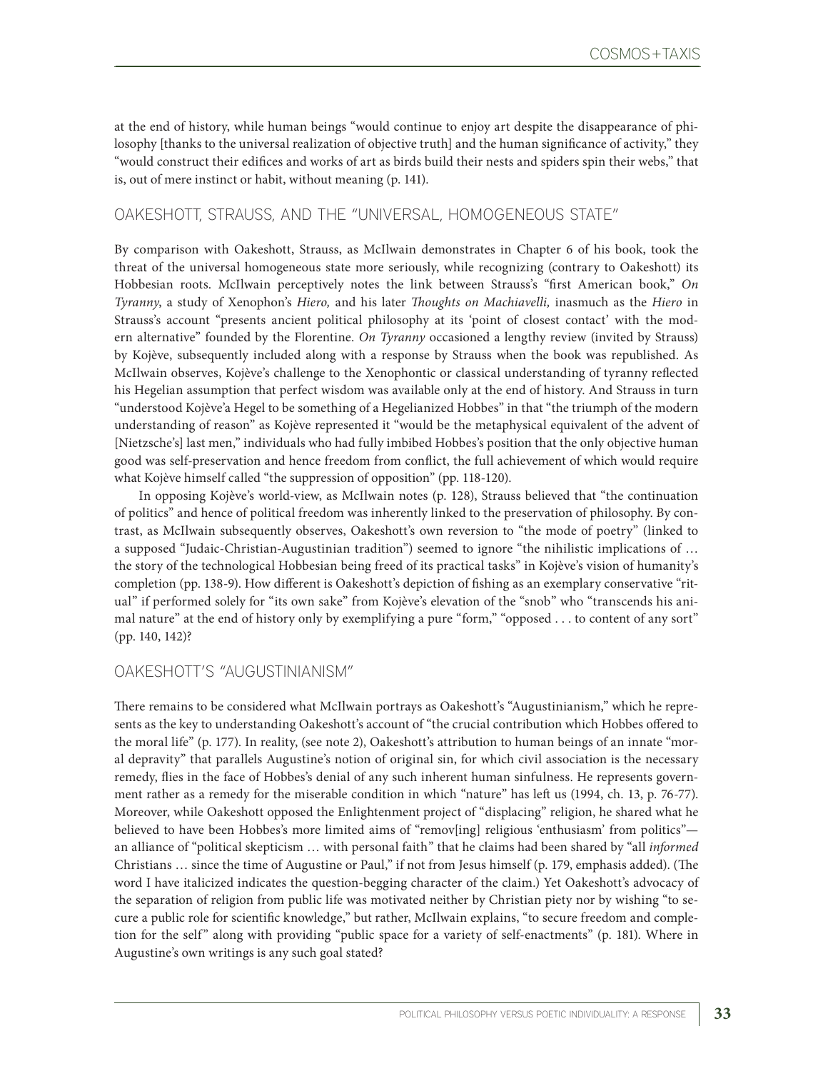at the end of history, while human beings "would continue to enjoy art despite the disappearance of philosophy [thanks to the universal realization of objective truth] and the human significance of activity," they "would construct their edifices and works of art as birds build their nests and spiders spin their webs," that is, out of mere instinct or habit, without meaning (p. 141).

## OAKESHOTT, STRAUSS, AND THE "UNIVERSAL, HOMOGENEOUS STATE"

By comparison with Oakeshott, Strauss, as McIlwain demonstrates in Chapter 6 of his book, took the threat of the universal homogeneous state more seriously, while recognizing (contrary to Oakeshott) its Hobbesian roots. McIlwain perceptively notes the link between Strauss's "first American book," *On Tyranny*, a study of Xenophon's *Hiero,* and his later *Thoughts on Machiavelli,* inasmuch as the *Hiero* in Strauss's account "presents ancient political philosophy at its 'point of closest contact' with the modern alternative" founded by the Florentine. *On Tyranny* occasioned a lengthy review (invited by Strauss) by Kojève, subsequently included along with a response by Strauss when the book was republished. As McIlwain observes, Kojève's challenge to the Xenophontic or classical understanding of tyranny reflected his Hegelian assumption that perfect wisdom was available only at the end of history. And Strauss in turn "understood Kojève'a Hegel to be something of a Hegelianized Hobbes" in that "the triumph of the modern understanding of reason" as Kojève represented it "would be the metaphysical equivalent of the advent of [Nietzsche's] last men," individuals who had fully imbibed Hobbes's position that the only objective human good was self-preservation and hence freedom from conflict, the full achievement of which would require what Kojève himself called "the suppression of opposition" (pp. 118-120).

In opposing Kojève's world-view, as McIlwain notes (p. 128), Strauss believed that "the continuation of politics" and hence of political freedom was inherently linked to the preservation of philosophy. By contrast, as McIlwain subsequently observes, Oakeshott's own reversion to "the mode of poetry" (linked to a supposed "Judaic-Christian-Augustinian tradition") seemed to ignore "the nihilistic implications of … the story of the technological Hobbesian being freed of its practical tasks" in Kojève's vision of humanity's completion (pp. 138-9). How different is Oakeshott's depiction of fishing as an exemplary conservative "ritual" if performed solely for "its own sake" from Kojève's elevation of the "snob" who "transcends his animal nature" at the end of history only by exemplifying a pure "form," "opposed . . . to content of any sort" (pp. 140, 142)?

## OAKESHOTT'S "AUGUSTINIANISM"

There remains to be considered what McIlwain portrays as Oakeshott's "Augustinianism," which he represents as the key to understanding Oakeshott's account of "the crucial contribution which Hobbes offered to the moral life" (p. 177). In reality, (see note 2), Oakeshott's attribution to human beings of an innate "moral depravity" that parallels Augustine's notion of original sin, for which civil association is the necessary remedy, flies in the face of Hobbes's denial of any such inherent human sinfulness. He represents government rather as a remedy for the miserable condition in which "nature" has left us (1994, ch. 13, p. 76-77). Moreover, while Oakeshott opposed the Enlightenment project of "displacing" religion, he shared what he believed to have been Hobbes's more limited aims of "remov[ing] religious 'enthusiasm' from politics"—an alliance of "political skepticism … with personal faith" that he claims had been shared by "all *informed* Christians … since the time of Augustine or Paul," if not from Jesus himself (p. 179, emphasis added). (The word I have italicized indicates the question-begging character of the claim.) Yet Oakeshott's advocacy of the separation of religion from public life was motivated neither by Christian piety nor by wishing "to secure a public role for scientific knowledge," but rather, McIlwain explains, "to secure freedom and completion for the self" along with providing "public space for a variety of self-enactments" (p. 181). Where in Augustine's own writings is any such goal stated?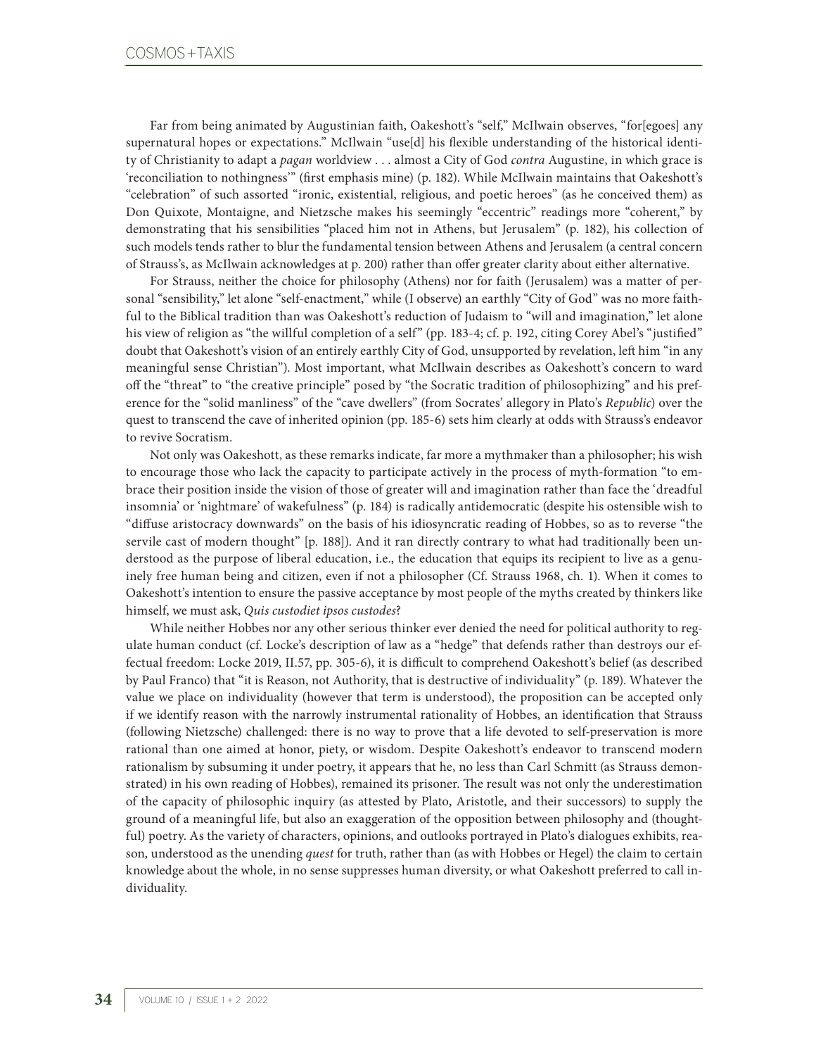Far from being animated by Augustinian faith, Oakeshott's "self," McIlwain observes, "for[egoes] any supernatural hopes or expectations." McIlwain "use[d] his flexible understanding of the historical identity of Christianity to adapt a *pagan* worldview . . . almost a City of God *contra* Augustine, in which grace is 'reconciliation to nothingness'" (first emphasis mine) (p. 182). While McIlwain maintains that Oakeshott's "celebration" of such assorted "ironic, existential, religious, and poetic heroes" (as he conceived them) as Don Quixote, Montaigne, and Nietzsche makes his seemingly "eccentric" readings more "coherent," by demonstrating that his sensibilities "placed him not in Athens, but Jerusalem" (p. 182), his collection of such models tends rather to blur the fundamental tension between Athens and Jerusalem (a central concern of Strauss's, as McIlwain acknowledges at p. 200) rather than offer greater clarity about either alternative.

For Strauss, neither the choice for philosophy (Athens) nor for faith (Jerusalem) was a matter of personal "sensibility," let alone "self-enactment," while (I observe) an earthly "City of God" was no more faithful to the Biblical tradition than was Oakeshott's reduction of Judaism to "will and imagination," let alone his view of religion as "the willful completion of a self" (pp. 183-4; cf. p. 192, citing Corey Abel's "justified" doubt that Oakeshott's vision of an entirely earthly City of God, unsupported by revelation, left him "in any meaningful sense Christian"). Most important, what McIlwain describes as Oakeshott's concern to ward off the "threat" to "the creative principle" posed by "the Socratic tradition of philosophizing" and his preference for the "solid manliness" of the "cave dwellers" (from Socrates' allegory in Plato's *Republic*) over the quest to transcend the cave of inherited opinion (pp. 185-6) sets him clearly at odds with Strauss's endeavor to revive Socratism.

Not only was Oakeshott, as these remarks indicate, far more a mythmaker than a philosopher; his wish to encourage those who lack the capacity to participate actively in the process of myth-formation "to embrace their position inside the vision of those of greater will and imagination rather than face the 'dreadful insomnia' or 'nightmare' of wakefulness" (p. 184) is radically antidemocratic (despite his ostensible wish to "diffuse aristocracy downwards" on the basis of his idiosyncratic reading of Hobbes, so as to reverse "the servile cast of modern thought" [p. 188]). And it ran directly contrary to what had traditionally been understood as the purpose of liberal education, i.e., the education that equips its recipient to live as a genuinely free human being and citizen, even if not a philosopher (Cf. Strauss 1968, ch. 1). When it comes to Oakeshott's intention to ensure the passive acceptance by most people of the myths created by thinkers like himself, we must ask, *Quis custodiet ipsos custodes*?

While neither Hobbes nor any other serious thinker ever denied the need for political authority to regulate human conduct (cf. Locke's description of law as a "hedge" that defends rather than destroys our effectual freedom: Locke 2019, II.57, pp. 305-6), it is difficult to comprehend Oakeshott's belief (as described by Paul Franco) that "it is Reason, not Authority, that is destructive of individuality" (p. 189). Whatever the value we place on individuality (however that term is understood), the proposition can be accepted only if we identify reason with the narrowly instrumental rationality of Hobbes, an identification that Strauss (following Nietzsche) challenged: there is no way to prove that a life devoted to self-preservation is more rational than one aimed at honor, piety, or wisdom. Despite Oakeshott's endeavor to transcend modern rationalism by subsuming it under poetry, it appears that he, no less than Carl Schmitt (as Strauss demonstrated) in his own reading of Hobbes), remained its prisoner. The result was not only the underestimation of the capacity of philosophic inquiry (as attested by Plato, Aristotle, and their successors) to supply the ground of a meaningful life, but also an exaggeration of the opposition between philosophy and (thoughtful) poetry. As the variety of characters, opinions, and outlooks portrayed in Plato's dialogues exhibits, reason, understood as the unending *quest* for truth, rather than (as with Hobbes or Hegel) the claim to certain knowledge about the whole, in no sense suppresses human diversity, or what Oakeshott preferred to call individuality.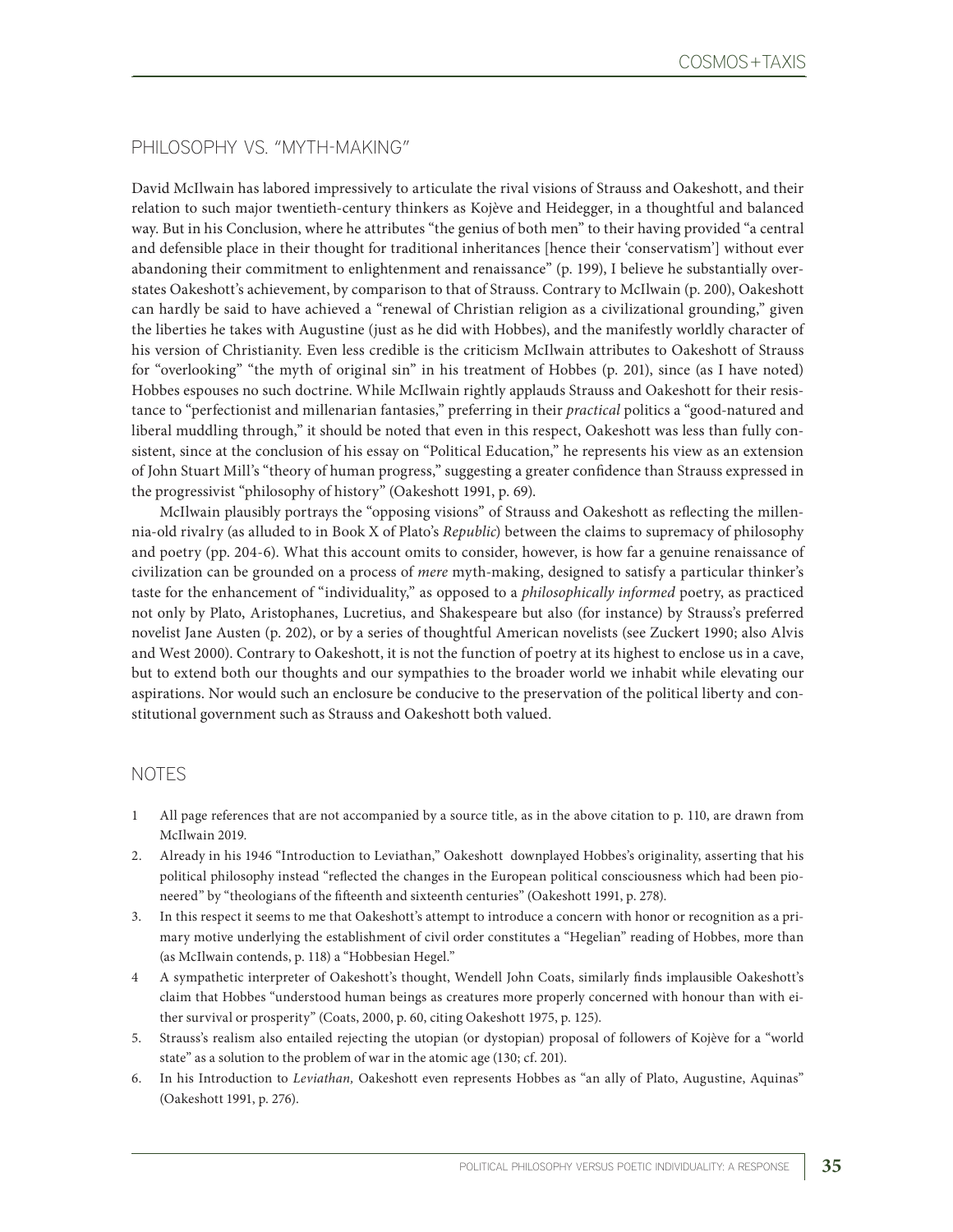## PHILOSOPHY VS. "MYTH-MAKING"

David McIlwain has labored impressively to articulate the rival visions of Strauss and Oakeshott, and their relation to such major twentieth-century thinkers as Kojève and Heidegger, in a thoughtful and balanced way. But in his Conclusion, where he attributes "the genius of both men" to their having provided "a central and defensible place in their thought for traditional inheritances [hence their 'conservatism'] without ever abandoning their commitment to enlightenment and renaissance" (p. 199), I believe he substantially overstates Oakeshott's achievement, by comparison to that of Strauss. Contrary to McIlwain (p. 200), Oakeshott can hardly be said to have achieved a "renewal of Christian religion as a civilizational grounding," given the liberties he takes with Augustine (just as he did with Hobbes), and the manifestly worldly character of his version of Christianity. Even less credible is the criticism McIlwain attributes to Oakeshott of Strauss for "overlooking" "the myth of original sin" in his treatment of Hobbes (p. 201), since (as I have noted) Hobbes espouses no such doctrine. While McIlwain rightly applauds Strauss and Oakeshott for their resistance to "perfectionist and millenarian fantasies," preferring in their *practical* politics a "good-natured and liberal muddling through," it should be noted that even in this respect, Oakeshott was less than fully consistent, since at the conclusion of his essay on "Political Education," he represents his view as an extension of John Stuart Mill's "theory of human progress," suggesting a greater confidence than Strauss expressed in the progressivist "philosophy of history" (Oakeshott 1991, p. 69).

McIlwain plausibly portrays the "opposing visions" of Strauss and Oakeshott as reflecting the millennia-old rivalry (as alluded to in Book X of Plato's *Republic*) between the claims to supremacy of philosophy and poetry (pp. 204-6). What this account omits to consider, however, is how far a genuine renaissance of civilization can be grounded on a process of *mere* myth-making, designed to satisfy a particular thinker's taste for the enhancement of "individuality," as opposed to a *philosophically informed* poetry, as practiced not only by Plato, Aristophanes, Lucretius, and Shakespeare but also (for instance) by Strauss's preferred novelist Jane Austen (p. 202), or by a series of thoughtful American novelists (see Zuckert 1990; also Alvis and West 2000). Contrary to Oakeshott, it is not the function of poetry at its highest to enclose us in a cave, but to extend both our thoughts and our sympathies to the broader world we inhabit while elevating our aspirations. Nor would such an enclosure be conducive to the preservation of the political liberty and constitutional government such as Strauss and Oakeshott both valued.

## NOTES

1 All page references that are not accompanied by a source title, as in the above citation to p. 110, are drawn from McIlwain 2019.

2. Already in his 1946 "Introduction to Leviathan," Oakeshott downplayed Hobbes's originality, asserting that his political philosophy instead "reflected the changes in the European political consciousness which had been pioneered" by "theologians of the fifteenth and sixteenth centuries" (Oakeshott 1991, p. 278).

3. In this respect it seems to me that Oakeshott's attempt to introduce a concern with honor or recognition as a primary motive underlying the establishment of civil order constitutes a "Hegelian" reading of Hobbes, more than (as McIlwain contends, p. 118) a "Hobbesian Hegel."

4 A sympathetic interpreter of Oakeshott's thought, Wendell John Coats, similarly finds implausible Oakeshott's claim that Hobbes "understood human beings as creatures more properly concerned with honour than with either survival or prosperity" (Coats, 2000, p. 60, citing Oakeshott 1975, p. 125).

5. Strauss's realism also entailed rejecting the utopian (or dystopian) proposal of followers of Kojève for a "world state" as a solution to the problem of war in the atomic age (130; cf. 201).

6. In his Introduction to *Leviathan,* Oakeshott even represents Hobbes as "an ally of Plato, Augustine, Aquinas" (Oakeshott 1991, p. 276).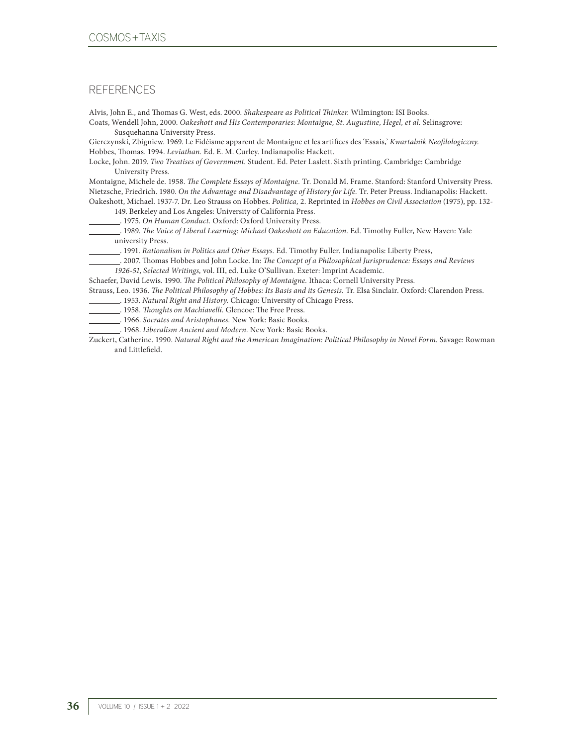## REFERENCES

Alvis, John E., and Thomas G. West, eds. 2000. *Shakespeare as Political Thinker.* Wilmington: ISI Books.

Coats, Wendell John, 2000. *Oakeshott and His Contemporaries: Montaigne, St. Augustine, Hegel, et al.* Selinsgrove: Susquehanna University Press.

Gierczynski, Zbigniew. 1969. Le Fidéisme apparent de Montaigne et les artifices des 'Essais,' *Kwartalnik Neofilologiczny.*

Hobbes, Thomas. 1994. *Leviathan.* Ed. E. M. Curley. Indianapolis: Hackett.

Locke, John. 2019. *Two Treatises of Government.* Student. Ed. Peter Laslett. Sixth printing. Cambridge: Cambridge University Press.

Montaigne, Michele de. 1958. *The Complete Essays of Montaigne.* Tr. Donald M. Frame. Stanford: Stanford University Press.

Nietzsche, Friedrich. 1980. *On the Advantage and Disadvantage of History for Life.* Tr. Peter Preuss. Indianapolis: Hackett.

Oakeshott, Michael. 1937-7. Dr. Leo Strauss on Hobbes. *Politica,* 2. Reprinted in *Hobbes on Civil Association* (1975), pp. 132-149. Berkeley and Los Angeles: University of California Press.

________. 1975. *On Human Conduct.* Oxford: Oxford University Press.

________. 1989. *The Voice of Liberal Learning: Michael Oakeshott on Education.* Ed. Timothy Fuller, New Haven: Yale university Press.

________. 1991. *Rationalism in Politics and Other Essays.* Ed. Timothy Fuller. Indianapolis: Liberty Press,

________. 2007. Thomas Hobbes and John Locke. In: *The Concept of a Philosophical Jurisprudence: Essays and Reviews 1926-51, Selected Writings,* vol. III, ed. Luke O'Sullivan. Exeter: Imprint Academic.

Schaefer, David Lewis. 1990. *The Political Philosophy of Montaigne.* Ithaca: Cornell University Press.

Strauss, Leo. 1936. *The Political Philosophy of Hobbes: Its Basis and its Genesis.* Tr. Elsa Sinclair. Oxford: Clarendon Press.

________. 1953. *Natural Right and History.* Chicago: University of Chicago Press.

________. 1958. *Thoughts on Machiavelli.* Glencoe: The Free Press.

________. 1966. *Socrates and Aristophanes.* New York: Basic Books.

________. 1968. *Liberalism Ancient and Modern.* New York: Basic Books.

Zuckert, Catherine. 1990. *Natural Right and the American Imagination: Political Philosophy in Novel Form.* Savage: Rowman and Littlefield.